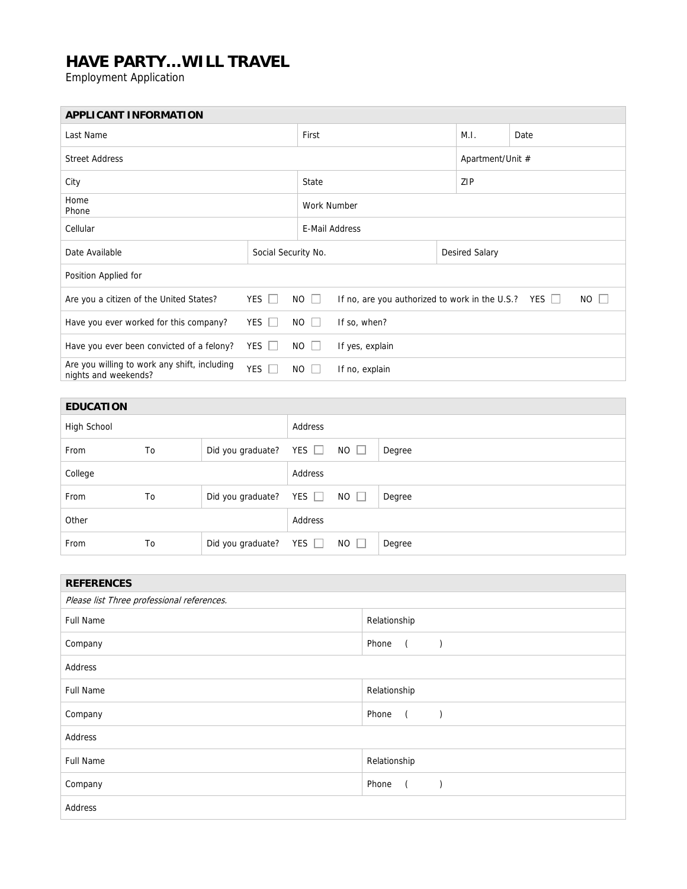# HAVE PARTY…WILL TRAVEL

Employment Application

| APPLICANT INFORMATION | | | |
|---|---|---|---|
| Last Name | First | M.I. | Date |
| Street Address | | Apartment/Unit # | |
| City | State | ZIP | |
| Home Phone | Work Number | | |
| Cellular | E-Mail Address | | |
| Date Available | Social Security No. | Desired Salary | |
| Position Applied for | | | |
| Are you a citizen of the United States? | YES ☐ NO ☐ | If no, are you authorized to work in the U.S.? | YES ☐ NO ☐ |
| Have you ever worked for this company? | YES ☐ NO ☐ | If so, when? | |
| Have you ever been convicted of a felony? | YES ☐ NO ☐ | If yes, explain | |
| Are you willing to work any shift, including nights and weekends? | YES ☐ NO ☐ | If no, explain | |

| EDUCATION | | | | |
|---|---|---|---|---|
| High School | | | Address | |
| From | To | Did you graduate? | YES ☐ NO ☐ | Degree |
| College | | | Address | |
| From | To | Did you graduate? | YES ☐ NO ☐ | Degree |
| Other | | | Address | |
| From | To | Did you graduate? | YES ☐ NO ☐ | Degree |

| REFERENCES | |
|---|---|
| *Please list Three professional references.* | |
| Full Name | Relationship |
| Company | Phone ( ) |
| Address | |
| Full Name | Relationship |
| Company | Phone ( ) |
| Address | |
| Full Name | Relationship |
| Company | Phone ( ) |
| Address | |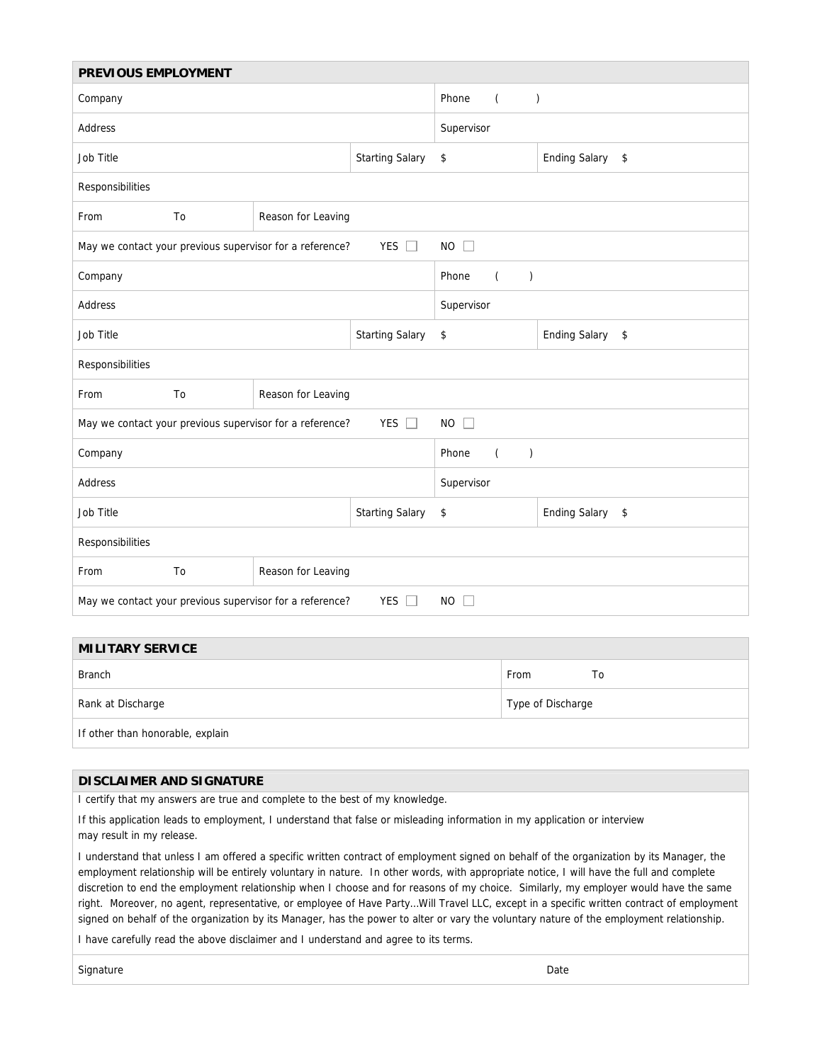## PREVIOUS EMPLOYMENT

| | | | | |
|---|---|---|---|---|
| Company | | | Phone ( ) | |
| Address | | | Supervisor | |
| Job Title | | Starting Salary | $ | Ending Salary $ |
| Responsibilities | | | | |
| From To | Reason for Leaving | | | |
| May we contact your previous supervisor for a reference? | | YES ☐ | NO ☐ | |
| Company | | | Phone ( ) | |
| Address | | | Supervisor | |
| Job Title | | Starting Salary | $ | Ending Salary $ |
| Responsibilities | | | | |
| From To | Reason for Leaving | | | |
| May we contact your previous supervisor for a reference? | | YES ☐ | NO ☐ | |
| Company | | | Phone ( ) | |
| Address | | | Supervisor | |
| Job Title | | Starting Salary | $ | Ending Salary $ |
| Responsibilities | | | | |
| From To | Reason for Leaving | | | |
| May we contact your previous supervisor for a reference? | | YES ☐ | NO ☐ | |

## MILITARY SERVICE

| | |
|---|---|
| Branch | From To |
| Rank at Discharge | Type of Discharge |
| If other than honorable, explain | |

## DISCLAIMER AND SIGNATURE

I certify that my answers are true and complete to the best of my knowledge.

If this application leads to employment, I understand that false or misleading information in my application or interview may result in my release.

I understand that unless I am offered a specific written contract of employment signed on behalf of the organization by its Manager, the employment relationship will be entirely voluntary in nature. In other words, with appropriate notice, I will have the full and complete discretion to end the employment relationship when I choose and for reasons of my choice. Similarly, my employer would have the same right. Moreover, no agent, representative, or employee of Have Party...Will Travel LLC, except in a specific written contract of employment signed on behalf of the organization by its Manager, has the power to alter or vary the voluntary nature of the employment relationship.

I have carefully read the above disclaimer and I understand and agree to its terms.

| | |
|---|---|
| Signature | Date |